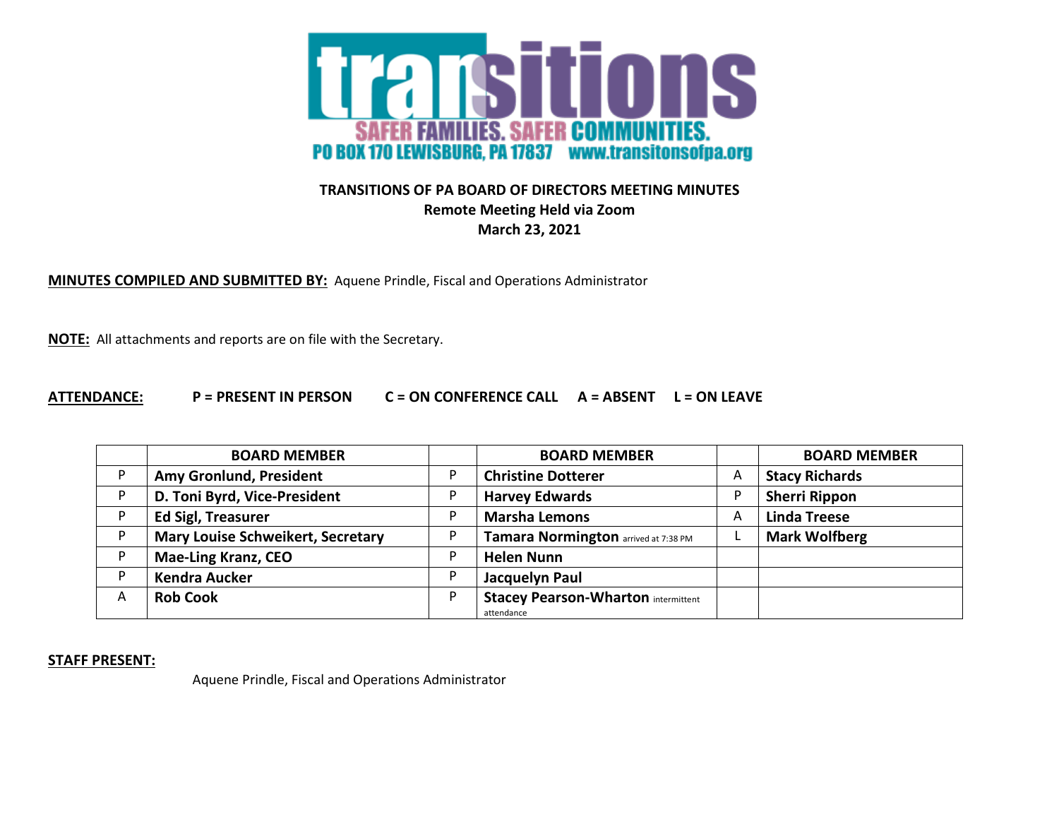**transitions**

**SAFER FAMILIES. SAFER COMMUNITIES.**

**PO BOX 170 LEWISBURG, PA 17837 www.transitonsofpa.org**

**TRANSITIONS OF PA BOARD OF DIRECTORS MEETING MINUTES**
**Remote Meeting Held via Zoom**
**March 23, 2021**

**MINUTES COMPILED AND SUBMITTED BY:** Aquene Prindle, Fiscal and Operations Administrator

**NOTE:** All attachments and reports are on file with the Secretary.

**ATTENDANCE:** **P = PRESENT IN PERSON C = ON CONFERENCE CALL A = ABSENT L = ON LEAVE**

| | BOARD MEMBER | | BOARD MEMBER | | BOARD MEMBER |
|---|---|---|---|---|---|
| P | **Amy Gronlund, President** | P | **Christine Dotterer** | A | **Stacy Richards** |
| P | **D. Toni Byrd, Vice-President** | P | **Harvey Edwards** | P | **Sherri Rippon** |
| P | **Ed Sigl, Treasurer** | P | **Marsha Lemons** | A | **Linda Treese** |
| P | **Mary Louise Schweikert, Secretary** | P | **Tamara Normington** arrived at 7:38 PM | L | **Mark Wolfberg** |
| P | **Mae-Ling Kranz, CEO** | P | **Helen Nunn** | | |
| P | **Kendra Aucker** | P | **Jacquelyn Paul** | | |
| A | **Rob Cook** | P | **Stacey Pearson-Wharton** intermittent attendance | | |

**STAFF PRESENT:**

Aquene Prindle, Fiscal and Operations Administrator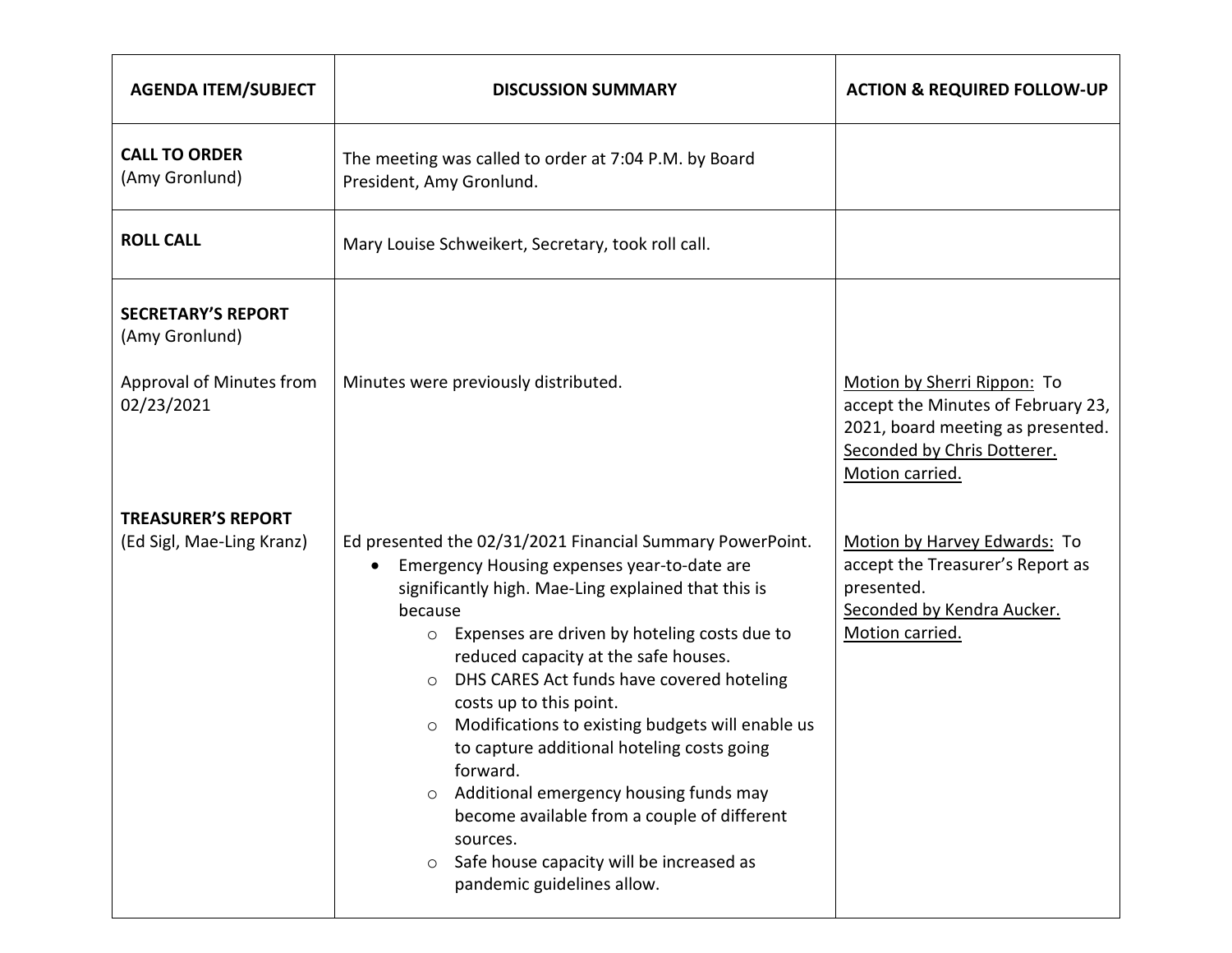| AGENDA ITEM/SUBJECT | DISCUSSION SUMMARY | ACTION & REQUIRED FOLLOW-UP |
|---|---|---|
| **CALL TO ORDER** (Amy Gronlund) | The meeting was called to order at 7:04 P.M. by Board President, Amy Gronlund. | |
| **ROLL CALL** | Mary Louise Schweikert, Secretary, took roll call. | |
| **SECRETARY'S REPORT** (Amy Gronlund)<br><br>Approval of Minutes from 02/23/2021 | Minutes were previously distributed. | Motion by Sherri Rippon: To accept the Minutes of February 23, 2021, board meeting as presented. Seconded by Chris Dotterer. Motion carried. |
| **TREASURER'S REPORT** (Ed Sigl, Mae-Ling Kranz) | Ed presented the 02/31/2021 Financial Summary PowerPoint.<br>• Emergency Housing expenses year-to-date are significantly high. Mae-Ling explained that this is because<br>  ○ Expenses are driven by hoteling costs due to reduced capacity at the safe houses.<br>  ○ DHS CARES Act funds have covered hoteling costs up to this point.<br>  ○ Modifications to existing budgets will enable us to capture additional hoteling costs going forward.<br>  ○ Additional emergency housing funds may become available from a couple of different sources.<br>  ○ Safe house capacity will be increased as pandemic guidelines allow. | Motion by Harvey Edwards: To accept the Treasurer's Report as presented. Seconded by Kendra Aucker. Motion carried. |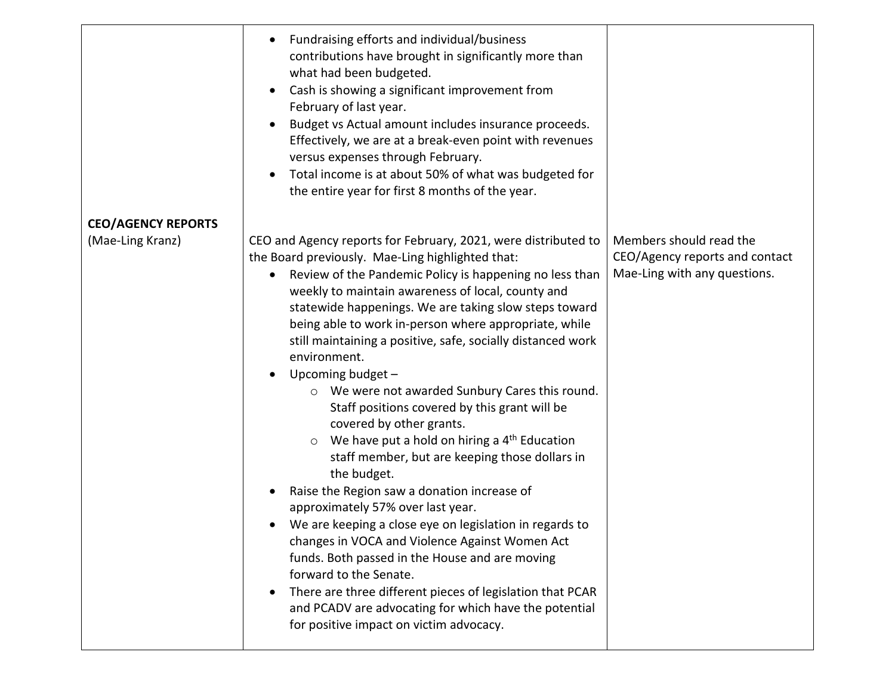| | | |
|---|---|---|
| | • Fundraising efforts and individual/business contributions have brought in significantly more than what had been budgeted.<br>• Cash is showing a significant improvement from February of last year.<br>• Budget vs Actual amount includes insurance proceeds. Effectively, we are at a break-even point with revenues versus expenses through February.<br>• Total income is at about 50% of what was budgeted for the entire year for first 8 months of the year. | |
| **CEO/AGENCY REPORTS**<br>(Mae-Ling Kranz) | CEO and Agency reports for February, 2021, were distributed to the Board previously. Mae-Ling highlighted that:<br>• Review of the Pandemic Policy is happening no less than weekly to maintain awareness of local, county and statewide happenings. We are taking slow steps toward being able to work in-person where appropriate, while still maintaining a positive, safe, socially distanced work environment.<br>• Upcoming budget –<br>&nbsp;&nbsp;&nbsp;&nbsp;○ We were not awarded Sunbury Cares this round. Staff positions covered by this grant will be covered by other grants.<br>&nbsp;&nbsp;&nbsp;&nbsp;○ We have put a hold on hiring a 4th Education staff member, but are keeping those dollars in the budget.<br>• Raise the Region saw a donation increase of approximately 57% over last year.<br>• We are keeping a close eye on legislation in regards to changes in VOCA and Violence Against Women Act funds. Both passed in the House and are moving forward to the Senate.<br>• There are three different pieces of legislation that PCAR and PCADV are advocating for which have the potential for positive impact on victim advocacy. | Members should read the CEO/Agency reports and contact Mae-Ling with any questions. |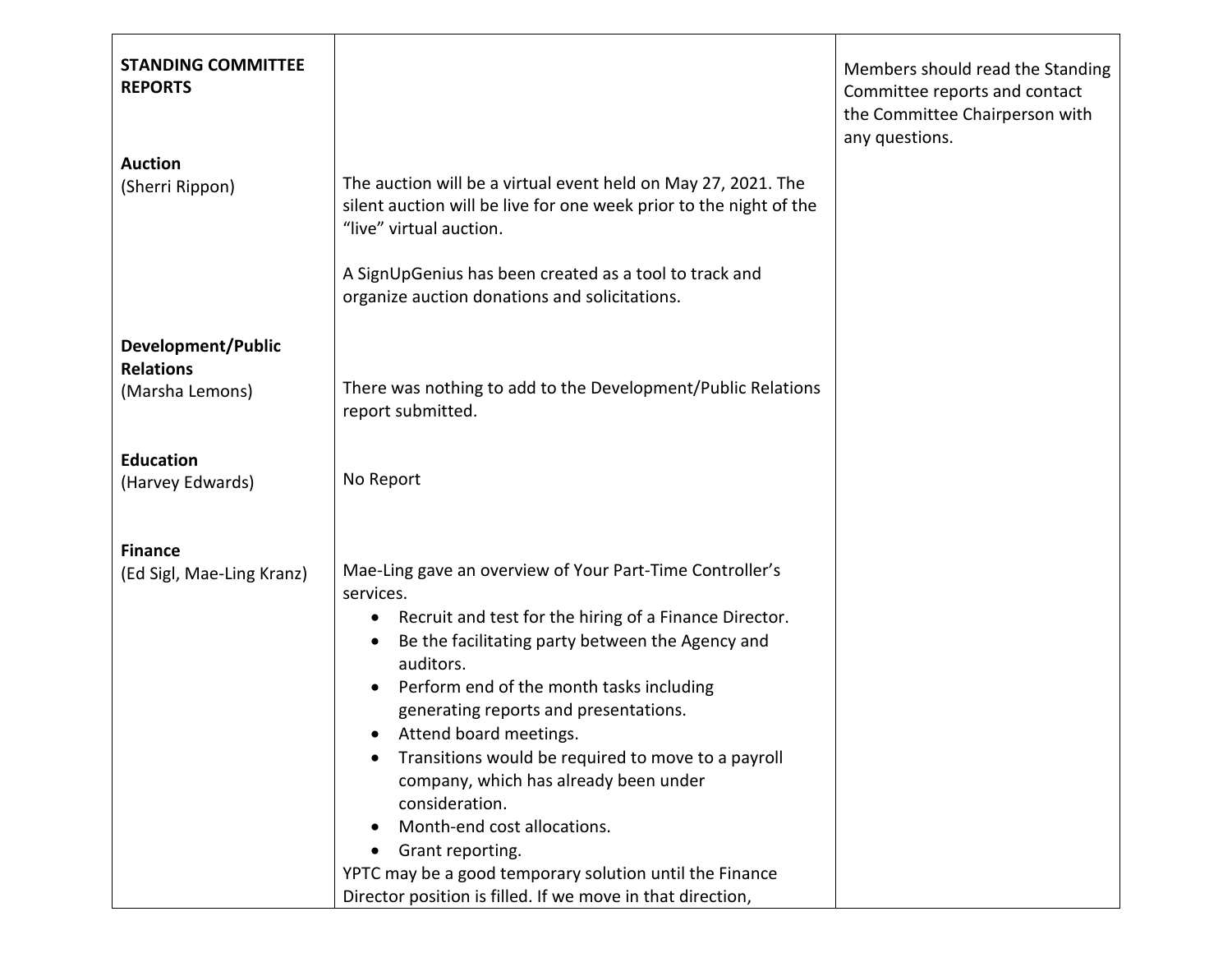| | | |
|---|---|---|
| **STANDING COMMITTEE REPORTS** | | Members should read the Standing Committee reports and contact the Committee Chairperson with any questions. |
| **Auction**<br>(Sherri Rippon) | The auction will be a virtual event held on May 27, 2021. The silent auction will be live for one week prior to the night of the "live" virtual auction.<br><br>A SignUpGenius has been created as a tool to track and organize auction donations and solicitations. | |
| **Development/Public Relations**<br>(Marsha Lemons) | There was nothing to add to the Development/Public Relations report submitted. | |
| **Education**<br>(Harvey Edwards) | No Report | |
| **Finance**<br>(Ed Sigl, Mae-Ling Kranz) | Mae-Ling gave an overview of Your Part-Time Controller's services.<br>• Recruit and test for the hiring of a Finance Director.<br>• Be the facilitating party between the Agency and auditors.<br>• Perform end of the month tasks including generating reports and presentations.<br>• Attend board meetings.<br>• Transitions would be required to move to a payroll company, which has already been under consideration.<br>• Month-end cost allocations.<br>• Grant reporting.<br>YPTC may be a good temporary solution until the Finance Director position is filled. If we move in that direction, | |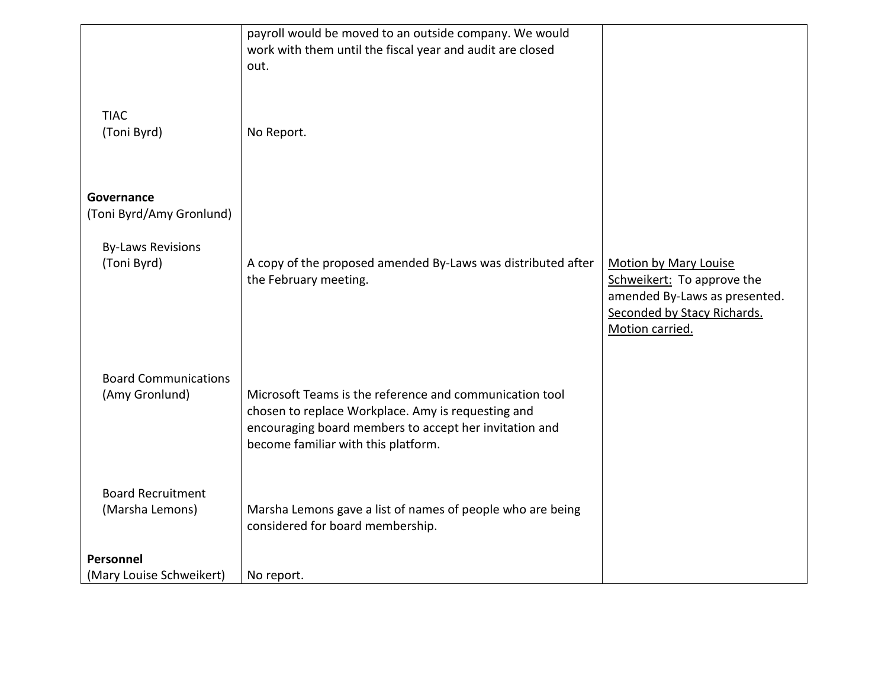| | | |
|---|---|---|
| | payroll would be moved to an outside company. We would work with them until the fiscal year and audit are closed out. | |
| TIAC (Toni Byrd) | No Report. | |
| **Governance** (Toni Byrd/Amy Gronlund) | | |
| By-Laws Revisions (Toni Byrd) | A copy of the proposed amended By-Laws was distributed after the February meeting. | Motion by Mary Louise Schweikert: To approve the amended By-Laws as presented. Seconded by Stacy Richards. Motion carried. |
| Board Communications (Amy Gronlund) | Microsoft Teams is the reference and communication tool chosen to replace Workplace. Amy is requesting and encouraging board members to accept her invitation and become familiar with this platform. | |
| Board Recruitment (Marsha Lemons) | Marsha Lemons gave a list of names of people who are being considered for board membership. | |
| **Personnel** (Mary Louise Schweikert) | No report. | |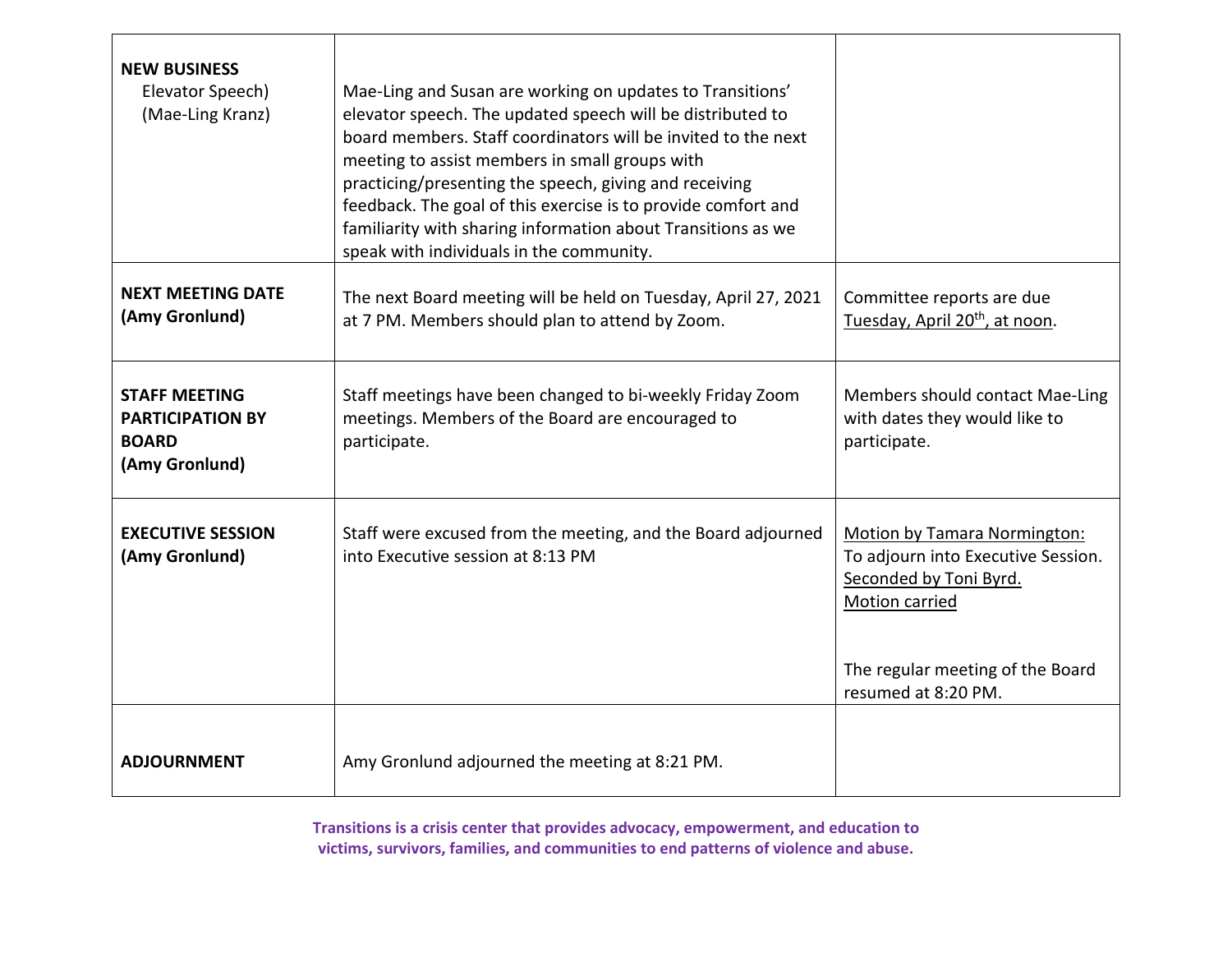| | | |
|---|---|---|
| **NEW BUSINESS** Elevator Speech) (Mae-Ling Kranz) | Mae-Ling and Susan are working on updates to Transitions' elevator speech. The updated speech will be distributed to board members. Staff coordinators will be invited to the next meeting to assist members in small groups with practicing/presenting the speech, giving and receiving feedback. The goal of this exercise is to provide comfort and familiarity with sharing information about Transitions as we speak with individuals in the community. | |
| **NEXT MEETING DATE (Amy Gronlund)** | The next Board meeting will be held on Tuesday, April 27, 2021 at 7 PM. Members should plan to attend by Zoom. | Committee reports are due Tuesday, April 20th, at noon. |
| **STAFF MEETING PARTICIPATION BY BOARD (Amy Gronlund)** | Staff meetings have been changed to bi-weekly Friday Zoom meetings. Members of the Board are encouraged to participate. | Members should contact Mae-Ling with dates they would like to participate. |
| **EXECUTIVE SESSION (Amy Gronlund)** | Staff were excused from the meeting, and the Board adjourned into Executive session at 8:13 PM | Motion by Tamara Normington: To adjourn into Executive Session. Seconded by Toni Byrd. Motion carried<br><br>The regular meeting of the Board resumed at 8:20 PM. |
| **ADJOURNMENT** | Amy Gronlund adjourned the meeting at 8:21 PM. | |

**Transitions is a crisis center that provides advocacy, empowerment, and education to victims, survivors, families, and communities to end patterns of violence and abuse.**